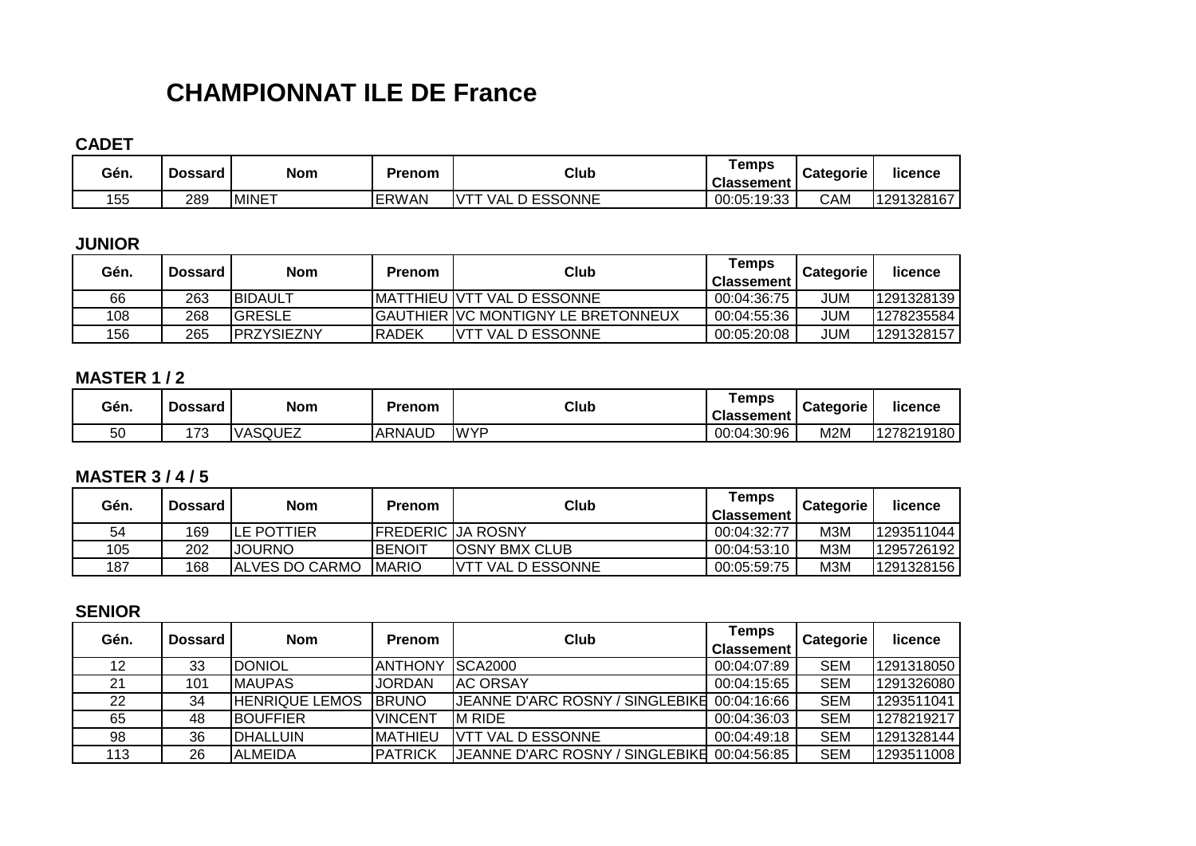# CHAMPIONNAT ILE DE France

## CADET

| Gén. | Dossard | Nom | Prenom | Club | Temps Classement | Categorie | licence |
|---|---|---|---|---|---|---|---|
| 155 | 289 | MINET | ERWAN | VTT VAL D ESSONNE | 00:05:19:33 | CAM | 1291328167 |

## JUNIOR

| Gén. | Dossard | Nom | Prenom | Club | Temps Classement | Categorie | licence |
|---|---|---|---|---|---|---|---|
| 66 | 263 | BIDAULT | MATTHIEU | VTT VAL D ESSONNE | 00:04:36:75 | JUM | 1291328139 |
| 108 | 268 | GRESLE | GAUTHIER | VC MONTIGNY LE BRETONNEUX | 00:04:55:36 | JUM | 1278235584 |
| 156 | 265 | PRZYSIEZNY | RADEK | VTT VAL D ESSONNE | 00:05:20:08 | JUM | 1291328157 |

## MASTER 1 / 2

| Gén. | Dossard | Nom | Prenom | Club | Temps Classement | Categorie | licence |
|---|---|---|---|---|---|---|---|
| 50 | 173 | VASQUEZ | ARNAUD | WYP | 00:04:30:96 | M2M | 1278219180 |

## MASTER 3 / 4 / 5

| Gén. | Dossard | Nom | Prenom | Club | Temps Classement | Categorie | licence |
|---|---|---|---|---|---|---|---|
| 54 | 169 | LE POTTIER | FREDERIC | JA ROSNY | 00:04:32:77 | M3M | 1293511044 |
| 105 | 202 | JOURNO | BENOIT | OSNY BMX CLUB | 00:04:53:10 | M3M | 1295726192 |
| 187 | 168 | ALVES DO CARMO | MARIO | VTT VAL D ESSONNE | 00:05:59:75 | M3M | 1291328156 |

## SENIOR

| Gén. | Dossard | Nom | Prenom | Club | Temps Classement | Categorie | licence |
|---|---|---|---|---|---|---|---|
| 12 | 33 | DONIOL | ANTHONY | SCA2000 | 00:04:07:89 | SEM | 1291318050 |
| 21 | 101 | MAUPAS | JORDAN | AC ORSAY | 00:04:15:65 | SEM | 1291326080 |
| 22 | 34 | HENRIQUE LEMOS | BRUNO | JEANNE D'ARC ROSNY / SINGLEBIKE | 00:04:16:66 | SEM | 1293511041 |
| 65 | 48 | BOUFFIER | VINCENT | M RIDE | 00:04:36:03 | SEM | 1278219217 |
| 98 | 36 | DHALLUIN | MATHIEU | VTT VAL D ESSONNE | 00:04:49:18 | SEM | 1291328144 |
| 113 | 26 | ALMEIDA | PATRICK | JEANNE D'ARC ROSNY / SINGLEBIKE | 00:04:56:85 | SEM | 1293511008 |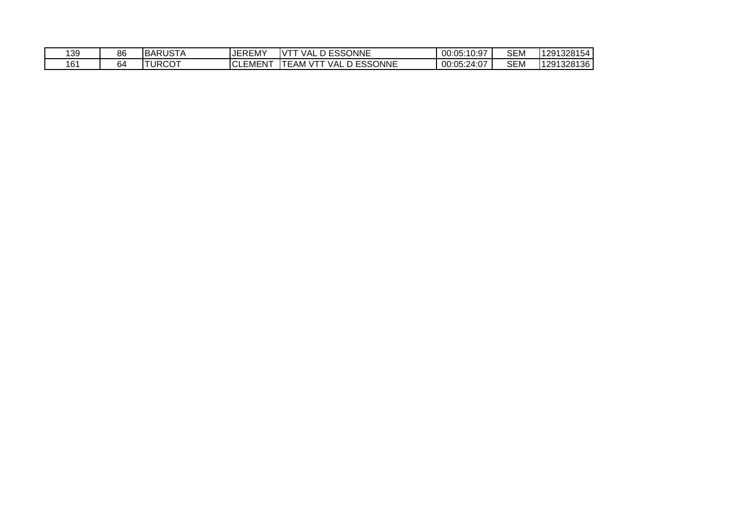| | | | | | | | |
|---|---|---|---|---|---|---|---|
| 139 | 86 | BARUSTA | JEREMY | VTT VAL D ESSONNE | 00:05:10:97 | SEM | 1291328154 |
| 161 | 64 | TURCOT | CLEMENT | TEAM VTT VAL D ESSONNE | 00:05:24:07 | SEM | 1291328136 |